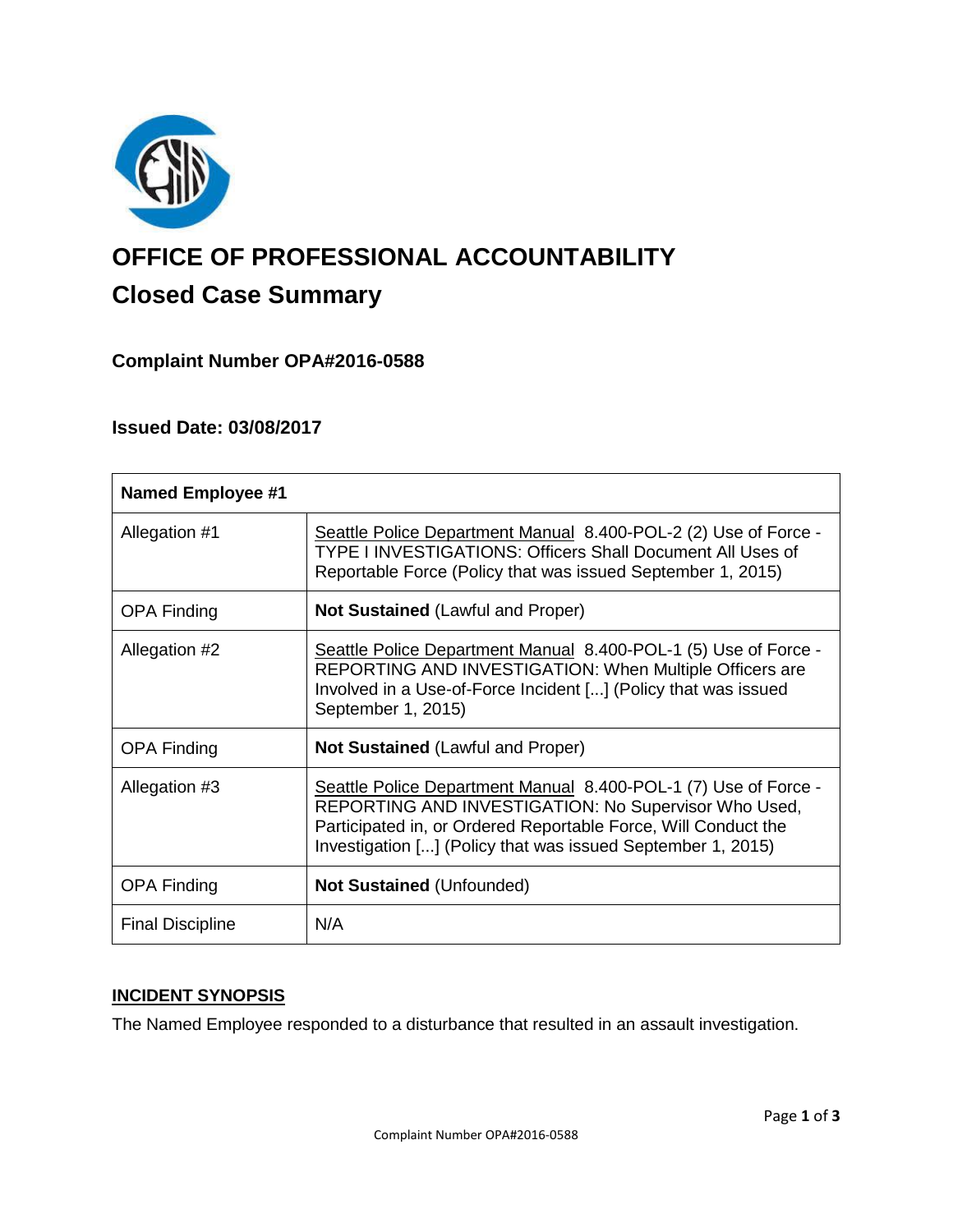# OFFICE OF PROFESSIONAL ACCOUNTABILITY

## Closed Case Summary

### Complaint Number OPA#2016-0588

### Issued Date: 03/08/2017

| **Named Employee #1** | |
|---|---|
| Allegation #1 | Seattle Police Department Manual 8.400-POL-2 (2) Use of Force - TYPE I INVESTIGATIONS: Officers Shall Document All Uses of Reportable Force (Policy that was issued September 1, 2015) |
| OPA Finding | **Not Sustained** (Lawful and Proper) |
| Allegation #2 | Seattle Police Department Manual 8.400-POL-1 (5) Use of Force - REPORTING AND INVESTIGATION: When Multiple Officers are Involved in a Use-of-Force Incident [...] (Policy that was issued September 1, 2015) |
| OPA Finding | **Not Sustained** (Lawful and Proper) |
| Allegation #3 | Seattle Police Department Manual 8.400-POL-1 (7) Use of Force - REPORTING AND INVESTIGATION: No Supervisor Who Used, Participated in, or Ordered Reportable Force, Will Conduct the Investigation [...] (Policy that was issued September 1, 2015) |
| OPA Finding | **Not Sustained** (Unfounded) |
| Final Discipline | N/A |

## INCIDENT SYNOPSIS

The Named Employee responded to a disturbance that resulted in an assault investigation.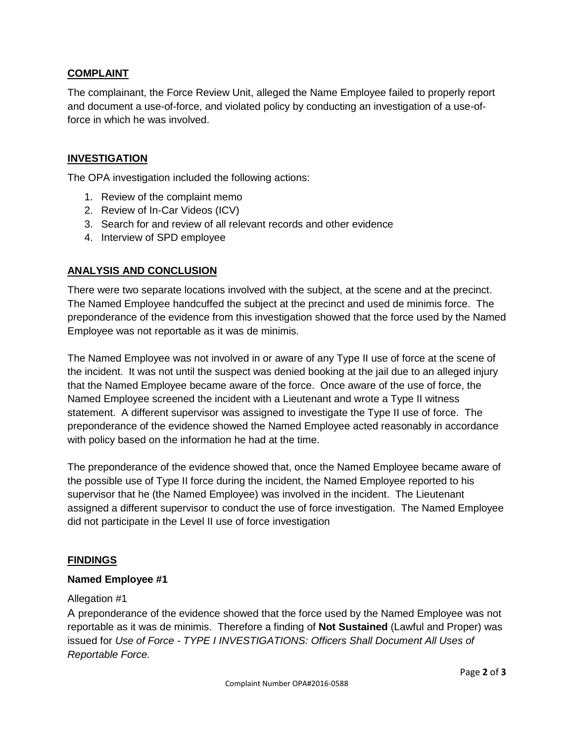## COMPLAINT

The complainant, the Force Review Unit, alleged the Name Employee failed to properly report and document a use-of-force, and violated policy by conducting an investigation of a use-of-force in which he was involved.

## INVESTIGATION

The OPA investigation included the following actions:

1. Review of the complaint memo
2. Review of In-Car Videos (ICV)
3. Search for and review of all relevant records and other evidence
4. Interview of SPD employee

## ANALYSIS AND CONCLUSION

There were two separate locations involved with the subject, at the scene and at the precinct. The Named Employee handcuffed the subject at the precinct and used de minimis force. The preponderance of the evidence from this investigation showed that the force used by the Named Employee was not reportable as it was de minimis.

The Named Employee was not involved in or aware of any Type II use of force at the scene of the incident. It was not until the suspect was denied booking at the jail due to an alleged injury that the Named Employee became aware of the force. Once aware of the use of force, the Named Employee screened the incident with a Lieutenant and wrote a Type II witness statement. A different supervisor was assigned to investigate the Type II use of force. The preponderance of the evidence showed the Named Employee acted reasonably in accordance with policy based on the information he had at the time.

The preponderance of the evidence showed that, once the Named Employee became aware of the possible use of Type II force during the incident, the Named Employee reported to his supervisor that he (the Named Employee) was involved in the incident. The Lieutenant assigned a different supervisor to conduct the use of force investigation. The Named Employee did not participate in the Level II use of force investigation

## FINDINGS

### Named Employee #1

Allegation #1

A preponderance of the evidence showed that the force used by the Named Employee was not reportable as it was de minimis. Therefore a finding of **Not Sustained** (Lawful and Proper) was issued for *Use of Force - TYPE I INVESTIGATIONS: Officers Shall Document All Uses of Reportable Force.*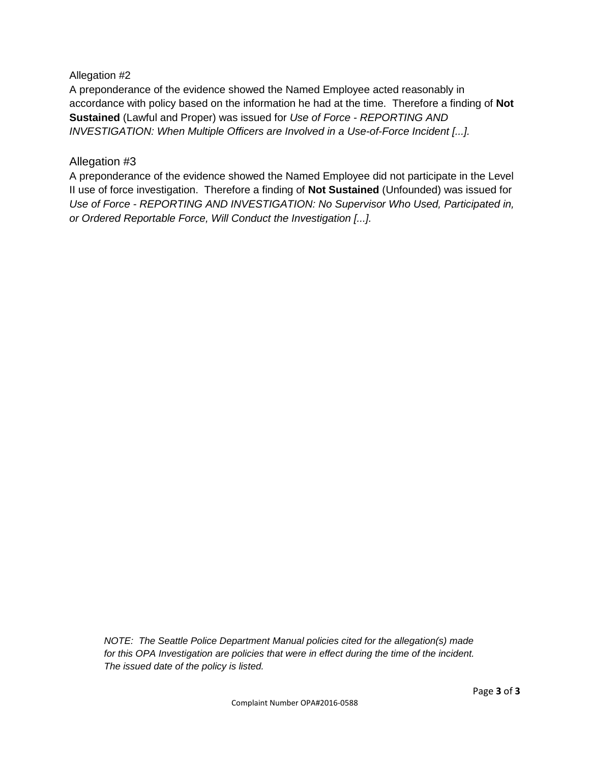Allegation #2

A preponderance of the evidence showed the Named Employee acted reasonably in accordance with policy based on the information he had at the time. Therefore a finding of **Not Sustained** (Lawful and Proper) was issued for *Use of Force - REPORTING AND INVESTIGATION: When Multiple Officers are Involved in a Use-of-Force Incident [...].*

Allegation #3

A preponderance of the evidence showed the Named Employee did not participate in the Level II use of force investigation. Therefore a finding of **Not Sustained** (Unfounded) was issued for *Use of Force - REPORTING AND INVESTIGATION: No Supervisor Who Used, Participated in, or Ordered Reportable Force, Will Conduct the Investigation [...].*

*NOTE: The Seattle Police Department Manual policies cited for the allegation(s) made for this OPA Investigation are policies that were in effect during the time of the incident. The issued date of the policy is listed.*

Complaint Number OPA#2016-0588